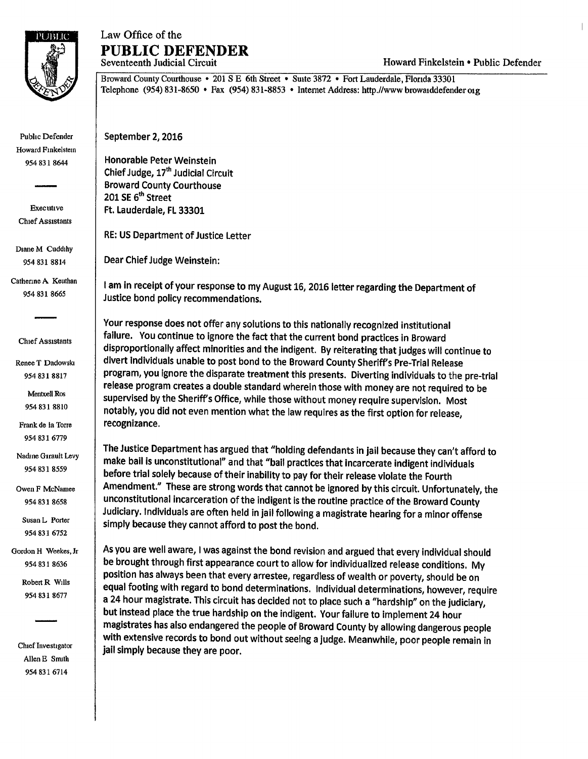# Law Office of the
# PUBLIC DEFENDER

Seventeenth Judicial Circuit

Howard Finkelstein • Public Defender

Broward County Courthouse • 201 S E 6th Street • Suite 3872 • Fort Lauderdale, Florida 33301
Telephone (954) 831-8650 • Fax (954) 831-8853 • Internet Address: http://www browarddefender org

Public Defender
Howard Finkelstein
954 831 8644

Executive Chief Assistants

Diane M Cuddihy
954 831 8814

Catherine A. Keuthan
954 831 8665

Chief Assistants

Renee T Dadowski
954 831 8817

Mentxell Ros
954 831 8810

Frank de la Torre
954 831 6779

Nadine Girault Levy
954 831 8559

Owen F McNamee
954 831 8658

Susan L Porter
954 831 6752

Gordon H Weekes, Jr
954 831 8636

Robert R Wills
954 831 8677

Chief Investigator
Allen E Smith
954 831 6714

September 2, 2016

Honorable Peter Weinstein
Chief Judge, 17th Judicial Circuit
Broward County Courthouse
201 SE 6th Street
Ft. Lauderdale, FL 33301

RE: US Department of Justice Letter

Dear Chief Judge Weinstein:

I am in receipt of your response to my August 16, 2016 letter regarding the Department of Justice bond policy recommendations.

Your response does not offer any solutions to this nationally recognized institutional failure. You continue to ignore the fact that the current bond practices in Broward disproportionally affect minorities and the indigent. By reiterating that judges will continue to divert individuals unable to post bond to the Broward County Sheriff's Pre-Trial Release program, you ignore the disparate treatment this presents. Diverting individuals to the pre-trial release program creates a double standard wherein those with money are not required to be supervised by the Sheriff's Office, while those without money require supervision. Most notably, you did not even mention what the law requires as the first option for release, recognizance.

The Justice Department has argued that "holding defendants in jail because they can't afford to make bail is unconstitutional" and that "bail practices that incarcerate indigent individuals before trial solely because of their inability to pay for their release violate the Fourth Amendment." These are strong words that cannot be ignored by this circuit. Unfortunately, the unconstitutional incarceration of the indigent is the routine practice of the Broward County Judiciary. Individuals are often held in jail following a magistrate hearing for a minor offense simply because they cannot afford to post the bond.

As you are well aware, I was against the bond revision and argued that every individual should be brought through first appearance court to allow for individualized release conditions. My position has always been that every arrestee, regardless of wealth or poverty, should be on equal footing with regard to bond determinations. Individual determinations, however, require a 24 hour magistrate. This circuit has decided not to place such a "hardship" on the judiciary, but instead place the true hardship on the indigent. Your failure to implement 24 hour magistrates has also endangered the people of Broward County by allowing dangerous people with extensive records to bond out without seeing a judge. Meanwhile, poor people remain in jail simply because they are poor.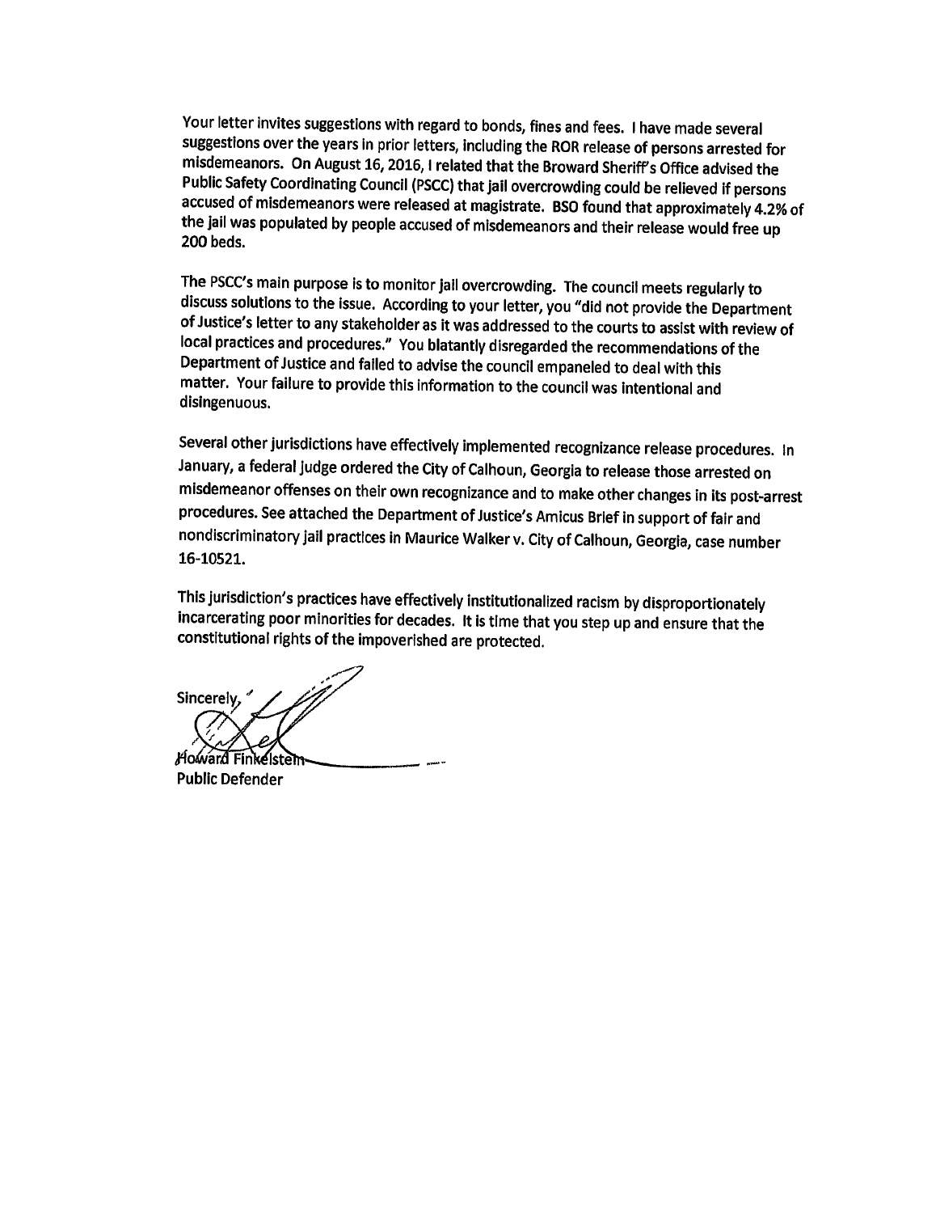Your letter invites suggestions with regard to bonds, fines and fees. I have made several suggestions over the years in prior letters, including the ROR release of persons arrested for misdemeanors. On August 16, 2016, I related that the Broward Sheriff's Office advised the Public Safety Coordinating Council (PSCC) that jail overcrowding could be relieved if persons accused of misdemeanors were released at magistrate. BSO found that approximately 4.2% of the jail was populated by people accused of misdemeanors and their release would free up 200 beds.

The PSCC's main purpose is to monitor jail overcrowding. The council meets regularly to discuss solutions to the issue. According to your letter, you "did not provide the Department of Justice's letter to any stakeholder as it was addressed to the courts to assist with review of local practices and procedures." You blatantly disregarded the recommendations of the Department of Justice and failed to advise the council empaneled to deal with this matter. Your failure to provide this information to the council was intentional and disingenuous.

Several other jurisdictions have effectively implemented recognizance release procedures. In January, a federal judge ordered the City of Calhoun, Georgia to release those arrested on misdemeanor offenses on their own recognizance and to make other changes in its post-arrest procedures. See attached the Department of Justice's Amicus Brief in support of fair and nondiscriminatory jail practices in Maurice Walker v. City of Calhoun, Georgia, case number 16-10521.

This jurisdiction's practices have effectively institutionalized racism by disproportionately incarcerating poor minorities for decades. It is time that you step up and ensure that the constitutional rights of the impoverished are protected.

Sincerely,

Howard Finkelstein
Public Defender